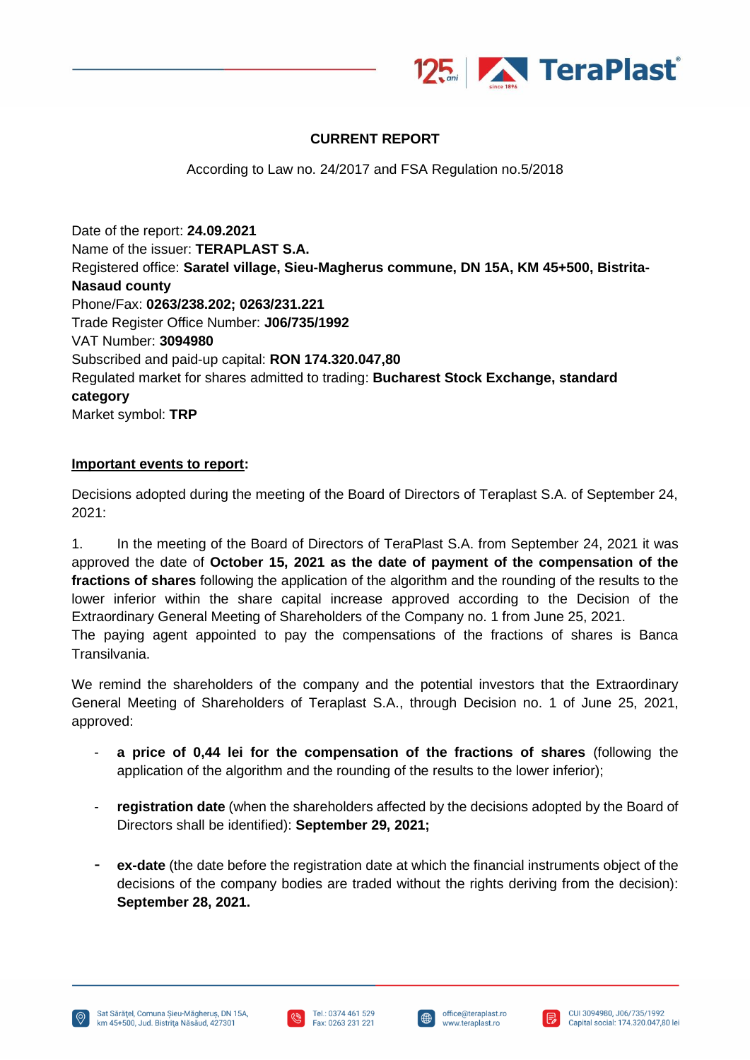**CURRENT REPORT**

According to Law no. 24/2017 and FSA Regulation no.5/2018

Date of the report: **24.09.2021**
Name of the issuer: **TERAPLAST S.A.**
Registered office: **Saratel village, Sieu-Magherus commune, DN 15A, KM 45+500, Bistrita-Nasaud county**
Phone/Fax: **0263/238.202; 0263/231.221**
Trade Register Office Number: **J06/735/1992**
VAT Number: **3094980**
Subscribed and paid-up capital: **RON 174.320.047,80**
Regulated market for shares admitted to trading: **Bucharest Stock Exchange, standard category**
Market symbol: **TRP**

**Important events to report:**

Decisions adopted during the meeting of the Board of Directors of Teraplast S.A. of September 24, 2021:

1. In the meeting of the Board of Directors of TeraPlast S.A. from September 24, 2021 it was approved the date of **October 15, 2021 as the date of payment of the compensation of the fractions of shares** following the application of the algorithm and the rounding of the results to the lower inferior within the share capital increase approved according to the Decision of the Extraordinary General Meeting of Shareholders of the Company no. 1 from June 25, 2021.
The paying agent appointed to pay the compensations of the fractions of shares is Banca Transilvania.

We remind the shareholders of the company and the potential investors that the Extraordinary General Meeting of Shareholders of Teraplast S.A., through Decision no. 1 of June 25, 2021, approved:

- **a price of 0,44 lei for the compensation of the fractions of shares** (following the application of the algorithm and the rounding of the results to the lower inferior);
- **registration date** (when the shareholders affected by the decisions adopted by the Board of Directors shall be identified): **September 29, 2021;**
- **ex-date** (the date before the registration date at which the financial instruments object of the decisions of the company bodies are traded without the rights deriving from the decision): **September 28, 2021.**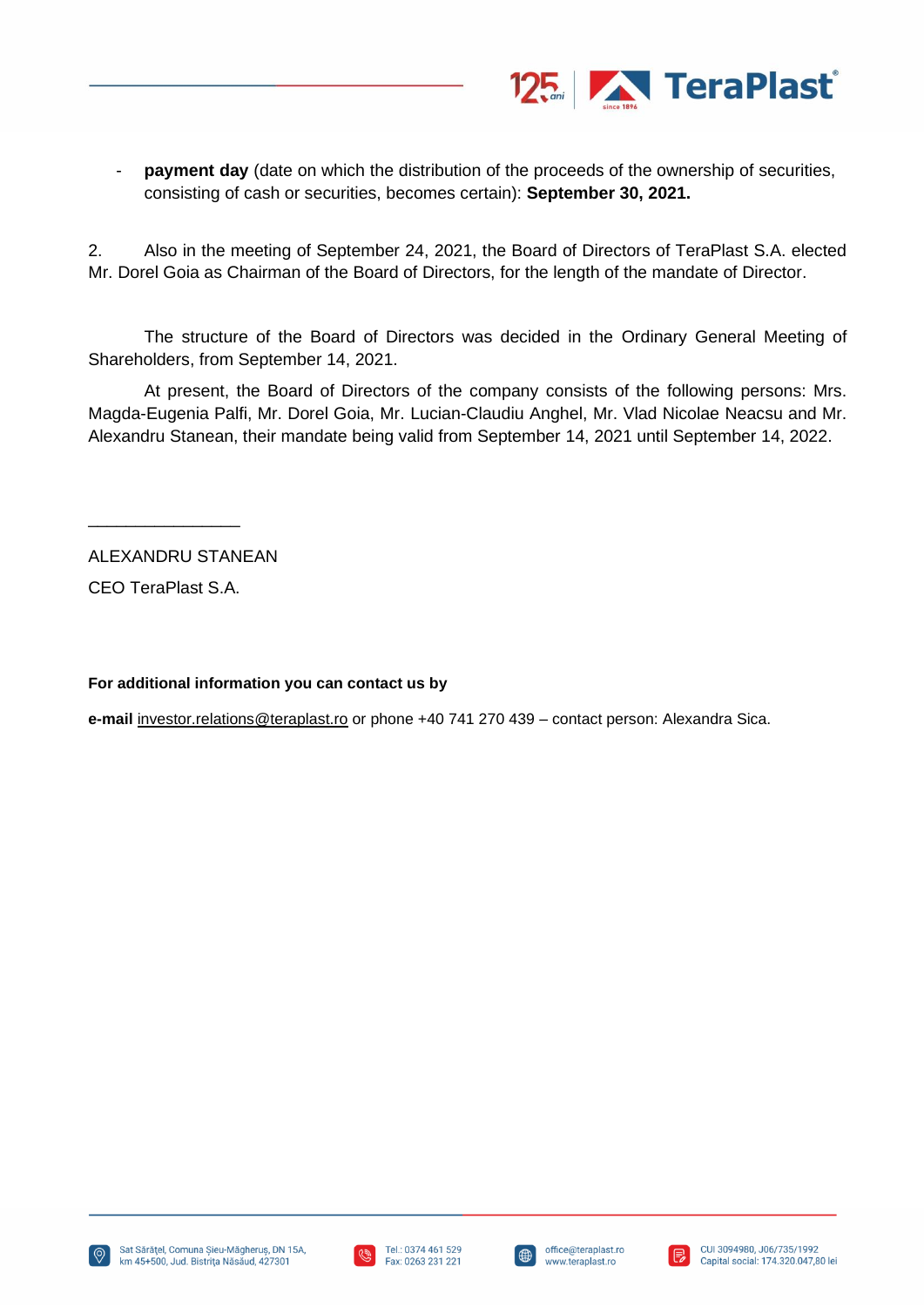- **payment day** (date on which the distribution of the proceeds of the ownership of securities, consisting of cash or securities, becomes certain): **September 30, 2021.**

2. Also in the meeting of September 24, 2021, the Board of Directors of TeraPlast S.A. elected Mr. Dorel Goia as Chairman of the Board of Directors, for the length of the mandate of Director.

The structure of the Board of Directors was decided in the Ordinary General Meeting of Shareholders, from September 14, 2021.

At present, the Board of Directors of the company consists of the following persons: Mrs. Magda-Eugenia Palfi, Mr. Dorel Goia, Mr. Lucian-Claudiu Anghel, Mr. Vlad Nicolae Neacsu and Mr. Alexandru Stanean, their mandate being valid from September 14, 2021 until September 14, 2022.

________________

ALEXANDRU STANEAN

CEO TeraPlast S.A.

**For additional information you can contact us by**

**e-mail** investor.relations@teraplast.ro or phone +40 741 270 439 – contact person: Alexandra Sica.